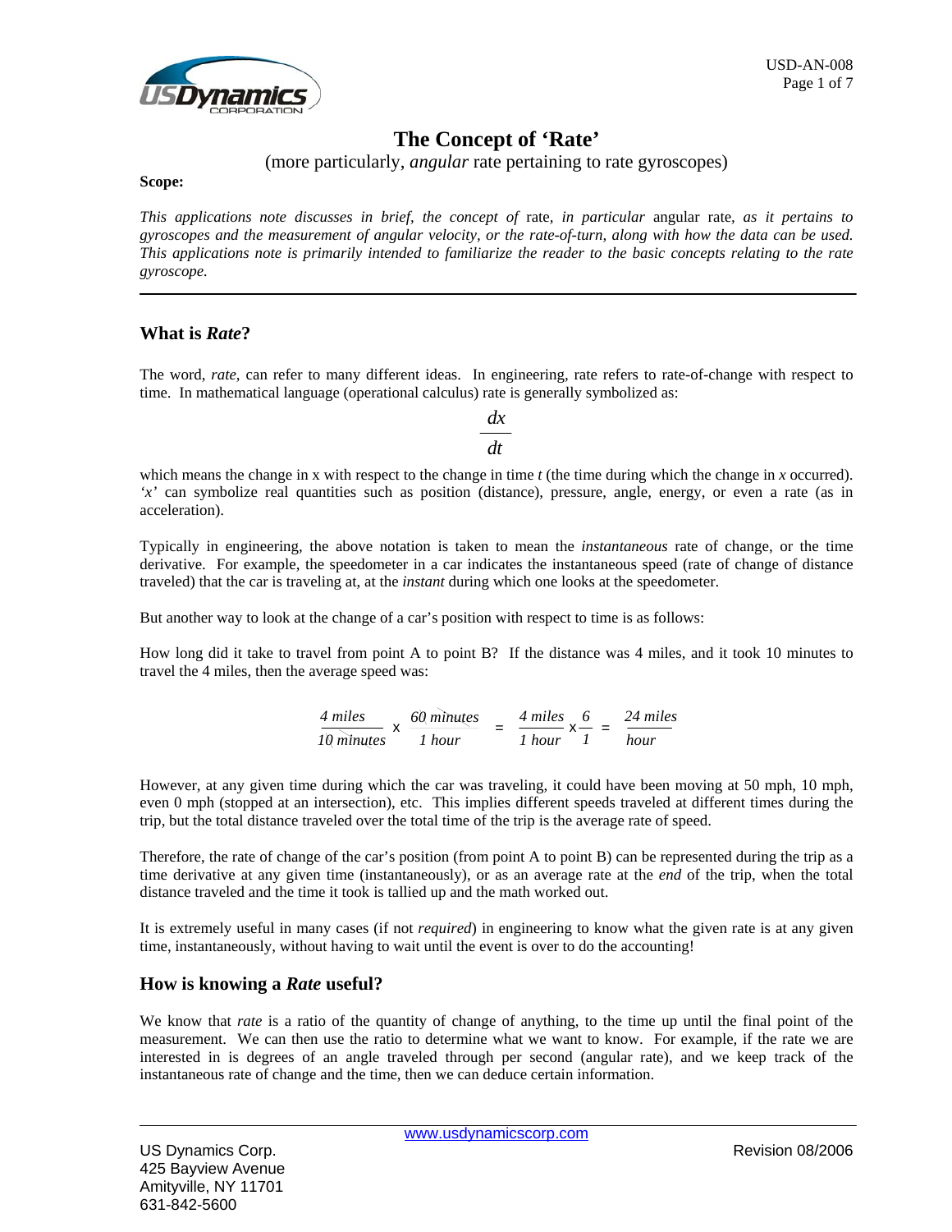# The Concept of 'Rate'

(more particularly, *angular* rate pertaining to rate gyroscopes)

**Scope:**

*This applications note discusses in brief, the concept of* rate*, in particular* angular rate*, as it pertains to gyroscopes and the measurement of angular velocity, or the rate-of-turn, along with how the data can be used. This applications note is primarily intended to familiarize the reader to the basic concepts relating to the rate gyroscope.*

---

## What is *Rate*?

The word, *rate*, can refer to many different ideas. In engineering, rate refers to rate-of-change with respect to time. In mathematical language (operational calculus) rate is generally symbolized as:

$$\frac{dx}{dt}$$

which means the change in x with respect to the change in time $t$ (the time during which the change in $x$ occurred). '$x$' can symbolize real quantities such as position (distance), pressure, angle, energy, or even a rate (as in acceleration).

Typically in engineering, the above notation is taken to mean the *instantaneous* rate of change, or the time derivative. For example, the speedometer in a car indicates the instantaneous speed (rate of change of distance traveled) that the car is traveling at, at the *instant* during which one looks at the speedometer.

But another way to look at the change of a car's position with respect to time is as follows:

How long did it take to travel from point A to point B? If the distance was 4 miles, and it took 10 minutes to travel the 4 miles, then the average speed was:

$$\frac{4\ \text{miles}}{10\ \text{minutes}} \times \frac{60\ \text{minutes}}{1\ \text{hour}} = \frac{4\ \text{miles}}{1\ \text{hour}} \times \frac{6}{1} = \frac{24\ \text{miles}}{\text{hour}}$$

However, at any given time during which the car was traveling, it could have been moving at 50 mph, 10 mph, even 0 mph (stopped at an intersection), etc. This implies different speeds traveled at different times during the trip, but the total distance traveled over the total time of the trip is the average rate of speed.

Therefore, the rate of change of the car's position (from point A to point B) can be represented during the trip as a time derivative at any given time (instantaneously), or as an average rate at the *end* of the trip, when the total distance traveled and the time it took is tallied up and the math worked out.

It is extremely useful in many cases (if not *required*) in engineering to know what the given rate is at any given time, instantaneously, without having to wait until the event is over to do the accounting!

## How is knowing a *Rate* useful?

We know that *rate* is a ratio of the quantity of change of anything, to the time up until the final point of the measurement. We can then use the ratio to determine what we want to know. For example, if the rate we are interested in is degrees of an angle traveled through per second (angular rate), and we keep track of the instantaneous rate of change and the time, then we can deduce certain information.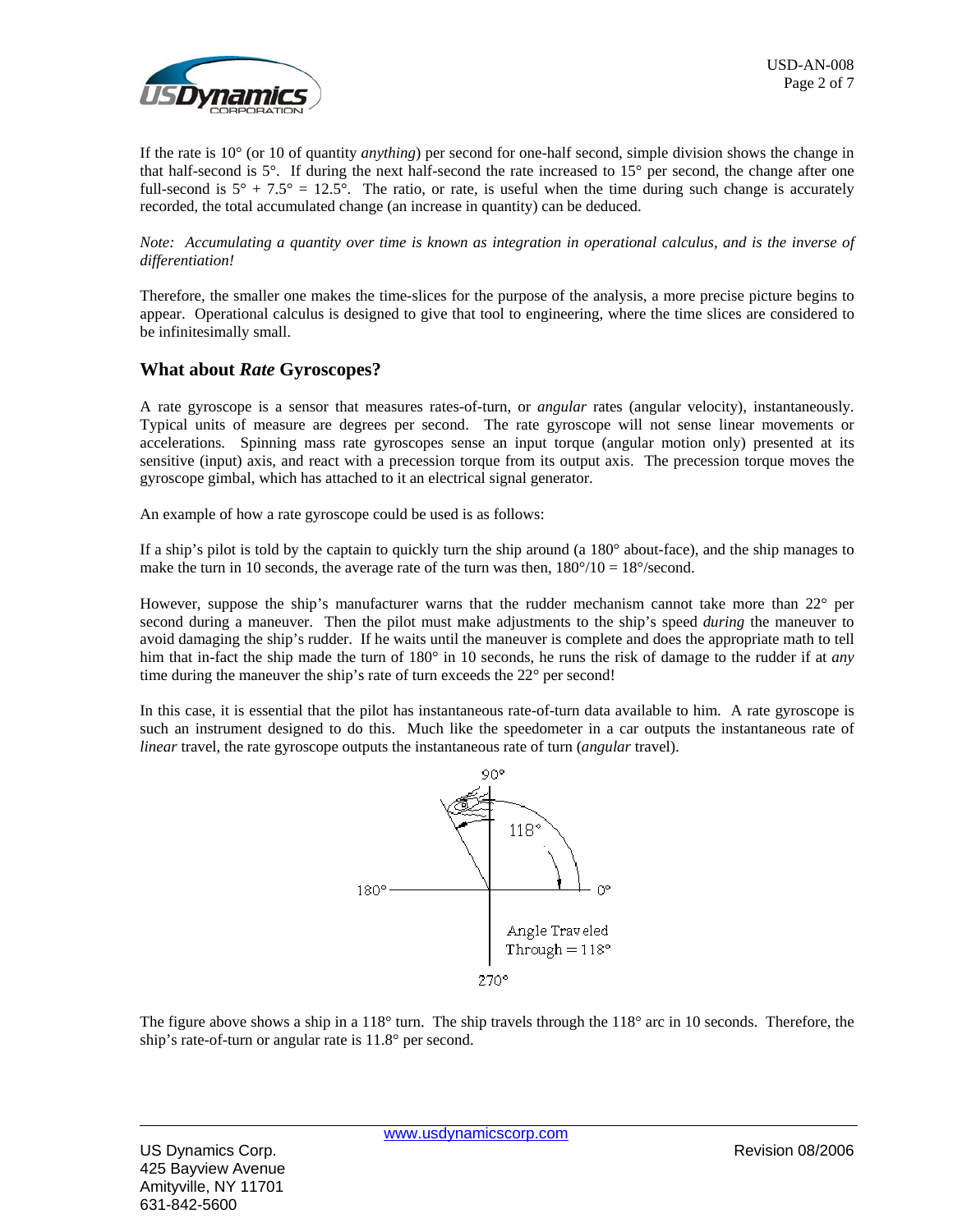If the rate is 10° (or 10 of quantity *anything*) per second for one-half second, simple division shows the change in that half-second is 5°. If during the next half-second the rate increased to 15° per second, the change after one full-second is 5° + 7.5° = 12.5°. The ratio, or rate, is useful when the time during such change is accurately recorded, the total accumulated change (an increase in quantity) can be deduced.

*Note: Accumulating a quantity over time is known as integration in operational calculus, and is the inverse of differentiation!*

Therefore, the smaller one makes the time-slices for the purpose of the analysis, a more precise picture begins to appear. Operational calculus is designed to give that tool to engineering, where the time slices are considered to be infinitesimally small.

## What about *Rate* Gyroscopes?

A rate gyroscope is a sensor that measures rates-of-turn, or *angular* rates (angular velocity), instantaneously. Typical units of measure are degrees per second. The rate gyroscope will not sense linear movements or accelerations. Spinning mass rate gyroscopes sense an input torque (angular motion only) presented at its sensitive (input) axis, and react with a precession torque from its output axis. The precession torque moves the gyroscope gimbal, which has attached to it an electrical signal generator.

An example of how a rate gyroscope could be used is as follows:

If a ship's pilot is told by the captain to quickly turn the ship around (a 180° about-face), and the ship manages to make the turn in 10 seconds, the average rate of the turn was then, 180°/10 = 18°/second.

However, suppose the ship's manufacturer warns that the rudder mechanism cannot take more than 22° per second during a maneuver. Then the pilot must make adjustments to the ship's speed *during* the maneuver to avoid damaging the ship's rudder. If he waits until the maneuver is complete and does the appropriate math to tell him that in-fact the ship made the turn of 180° in 10 seconds, he runs the risk of damage to the rudder if at *any* time during the maneuver the ship's rate of turn exceeds the 22° per second!

In this case, it is essential that the pilot has instantaneous rate-of-turn data available to him. A rate gyroscope is such an instrument designed to do this. Much like the speedometer in a car outputs the instantaneous rate of *linear* travel, the rate gyroscope outputs the instantaneous rate of turn (*angular* travel).

90°

118°

180° 0°

Angle Traveled Through = 118°

270°

The figure above shows a ship in a 118° turn. The ship travels through the 118° arc in 10 seconds. Therefore, the ship's rate-of-turn or angular rate is 11.8° per second.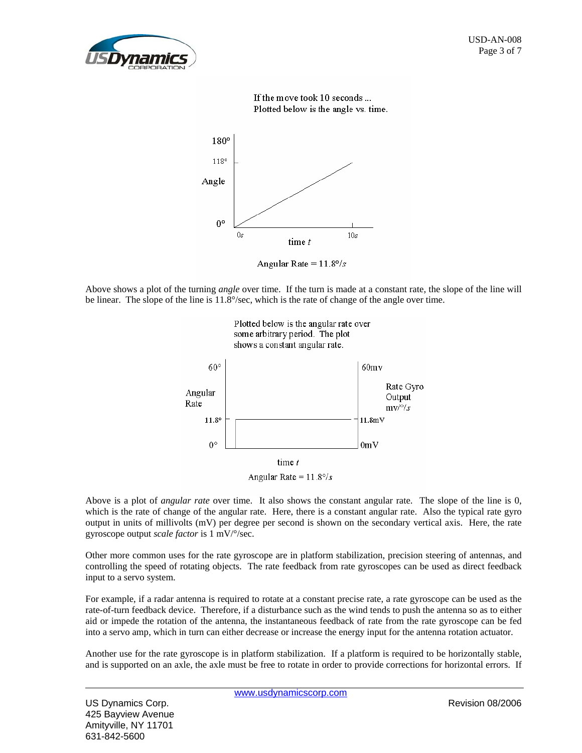If the move took 10 seconds ...
Plotted below is the angle vs. time.

180°

118°

Angle

0°

0s

10s

time $t$

Angular Rate = 11.8°/$s$

Above shows a plot of the turning *angle* over time. If the turn is made at a constant rate, the slope of the line will be linear. The slope of the line is 11.8°/sec, which is the rate of change of the angle over time.

Plotted below is the angular rate over some arbitrary period. The plot shows a constant angular rate.

60° 60mv

Angular Rate

Rate Gyro Output mv/°/$s$

11.8° 11.8mV

0° 0mV

time $t$

Angular Rate = 11.8°/$s$

Above is a plot of *angular rate* over time. It also shows the constant angular rate. The slope of the line is 0, which is the rate of change of the angular rate. Here, there is a constant angular rate. Also the typical rate gyro output in units of millivolts (mV) per degree per second is shown on the secondary vertical axis. Here, the rate gyroscope output *scale factor* is 1 mV/°/sec.

Other more common uses for the rate gyroscope are in platform stabilization, precision steering of antennas, and controlling the speed of rotating objects. The rate feedback from rate gyroscopes can be used as direct feedback input to a servo system.

For example, if a radar antenna is required to rotate at a constant precise rate, a rate gyroscope can be used as the rate-of-turn feedback device. Therefore, if a disturbance such as the wind tends to push the antenna so as to either aid or impede the rotation of the antenna, the instantaneous feedback of rate from the rate gyroscope can be fed into a servo amp, which in turn can either decrease or increase the energy input for the antenna rotation actuator.

Another use for the rate gyroscope is in platform stabilization. If a platform is required to be horizontally stable, and is supported on an axle, the axle must be free to rotate in order to provide corrections for horizontal errors. If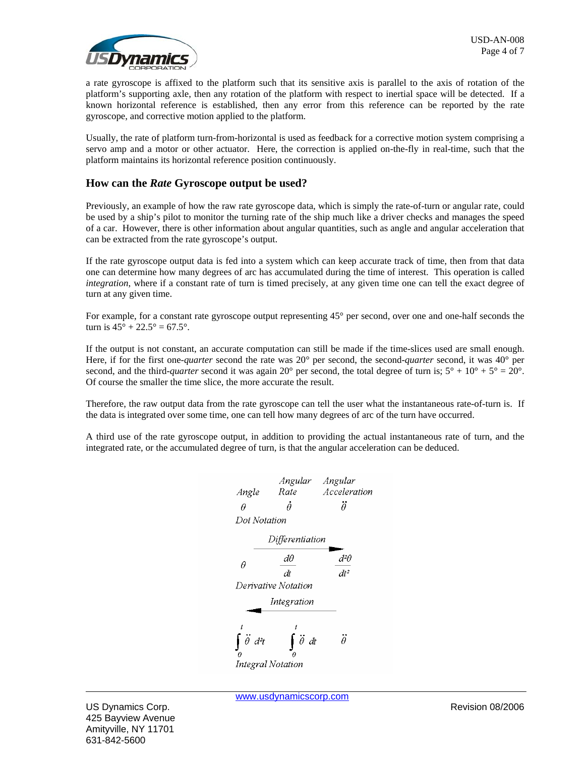a rate gyroscope is affixed to the platform such that its sensitive axis is parallel to the axis of rotation of the platform's supporting axle, then any rotation of the platform with respect to inertial space will be detected. If a known horizontal reference is established, then any error from this reference can be reported by the rate gyroscope, and corrective motion applied to the platform.

Usually, the rate of platform turn-from-horizontal is used as feedback for a corrective motion system comprising a servo amp and a motor or other actuator. Here, the correction is applied on-the-fly in real-time, such that the platform maintains its horizontal reference position continuously.

## How can the *Rate* Gyroscope output be used?

Previously, an example of how the raw rate gyroscope data, which is simply the rate-of-turn or angular rate, could be used by a ship's pilot to monitor the turning rate of the ship much like a driver checks and manages the speed of a car. However, there is other information about angular quantities, such as angle and angular acceleration that can be extracted from the rate gyroscope's output.

If the rate gyroscope output data is fed into a system which can keep accurate track of time, then from that data one can determine how many degrees of arc has accumulated during the time of interest. This operation is called *integration*, where if a constant rate of turn is timed precisely, at any given time one can tell the exact degree of turn at any given time.

For example, for a constant rate gyroscope output representing 45° per second, over one and one-half seconds the turn is 45° + 22.5° = 67.5°.

If the output is not constant, an accurate computation can still be made if the time-slices used are small enough. Here, if for the first one-*quarter* second the rate was 20° per second, the second-*quarter* second, it was 40° per second, and the third-*quarter* second it was again 20° per second, the total degree of turn is; 5° + 10° + 5° = 20°. Of course the smaller the time slice, the more accurate the result.

Therefore, the raw output data from the rate gyroscope can tell the user what the instantaneous rate-of-turn is. If the data is integrated over some time, one can tell how many degrees of arc of the turn have occurred.

A third use of the rate gyroscope output, in addition to providing the actual instantaneous rate of turn, and the integrated rate, or the accumulated degree of turn, is that the angular acceleration can be deduced.

| Angle | Angular Rate | Angular Acceleration |
| --- | --- | --- |
| $\theta$ | $\dot{\theta}$ | $\ddot{\theta}$ |

*Dot Notation*

*Differentiation* →

| | | |
| --- | --- | --- |
| $\theta$ | $\frac{d\theta}{dt}$ | $\frac{d^2\theta}{dt^2}$ |

*Derivative Notation*

← *Integration*

| | | |
| --- | --- | --- |
| $\int_0^t \ddot{\theta}\, d^2t$ | $\int_0^t \ddot{\theta}\, dt$ | $\ddot{\theta}$ |

*Integral Notation*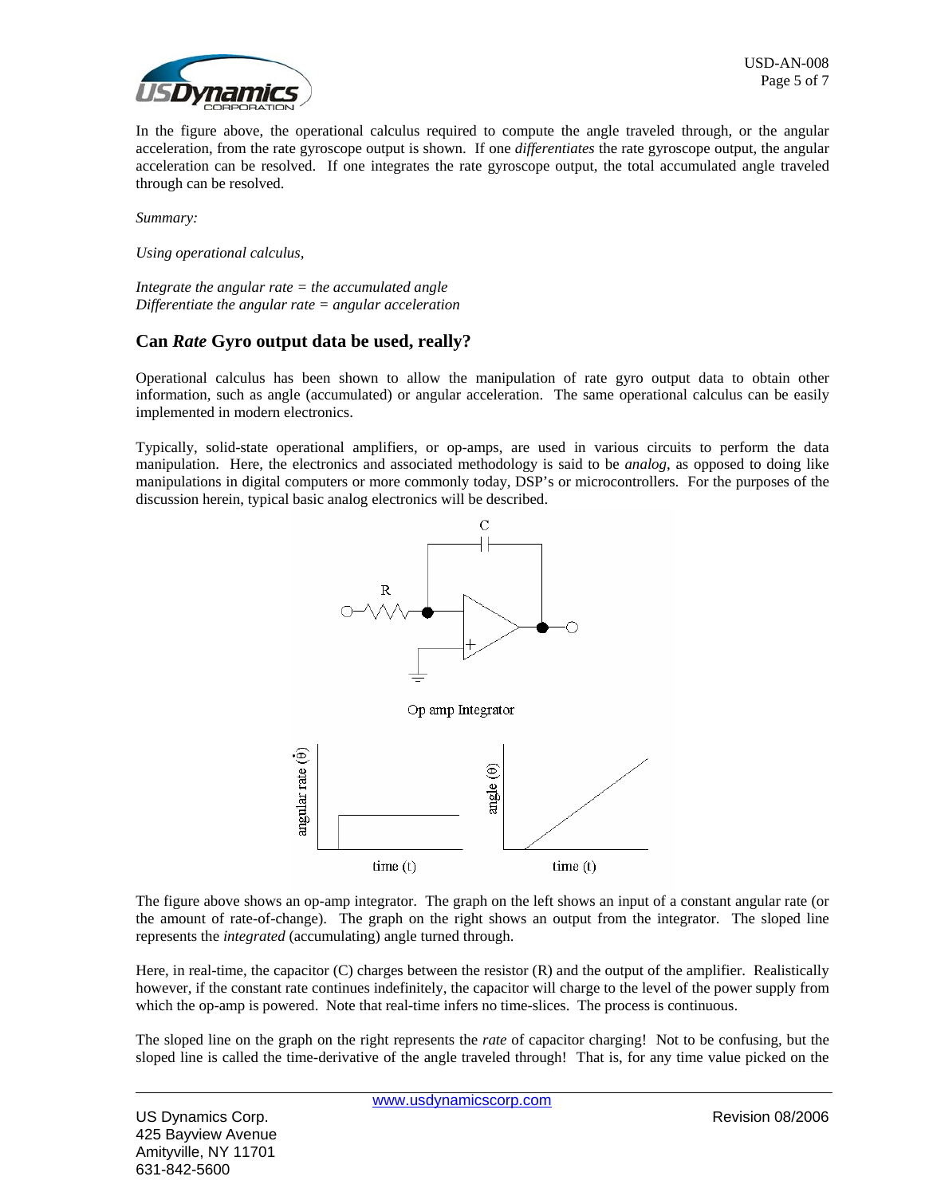In the figure above, the operational calculus required to compute the angle traveled through, or the angular acceleration, from the rate gyroscope output is shown. If one *differentiates* the rate gyroscope output, the angular acceleration can be resolved. If one integrates the rate gyroscope output, the total accumulated angle traveled through can be resolved.

*Summary:*

*Using operational calculus,*

*Integrate the angular rate = the accumulated angle*
*Differentiate the angular rate = angular acceleration*

## Can *Rate* Gyro output data be used, really?

Operational calculus has been shown to allow the manipulation of rate gyro output data to obtain other information, such as angle (accumulated) or angular acceleration. The same operational calculus can be easily implemented in modern electronics.

Typically, solid-state operational amplifiers, or op-amps, are used in various circuits to perform the data manipulation. Here, the electronics and associated methodology is said to be *analog*, as opposed to doing like manipulations in digital computers or more commonly today, DSP's or microcontrollers. For the purposes of the discussion herein, typical basic analog electronics will be described.

Op amp Integrator

The figure above shows an op-amp integrator. The graph on the left shows an input of a constant angular rate (or the amount of rate-of-change). The graph on the right shows an output from the integrator. The sloped line represents the *integrated* (accumulating) angle turned through.

Here, in real-time, the capacitor (C) charges between the resistor (R) and the output of the amplifier. Realistically however, if the constant rate continues indefinitely, the capacitor will charge to the level of the power supply from which the op-amp is powered. Note that real-time infers no time-slices. The process is continuous.

The sloped line on the graph on the right represents the *rate* of capacitor charging! Not to be confusing, but the sloped line is called the time-derivative of the angle traveled through! That is, for any time value picked on the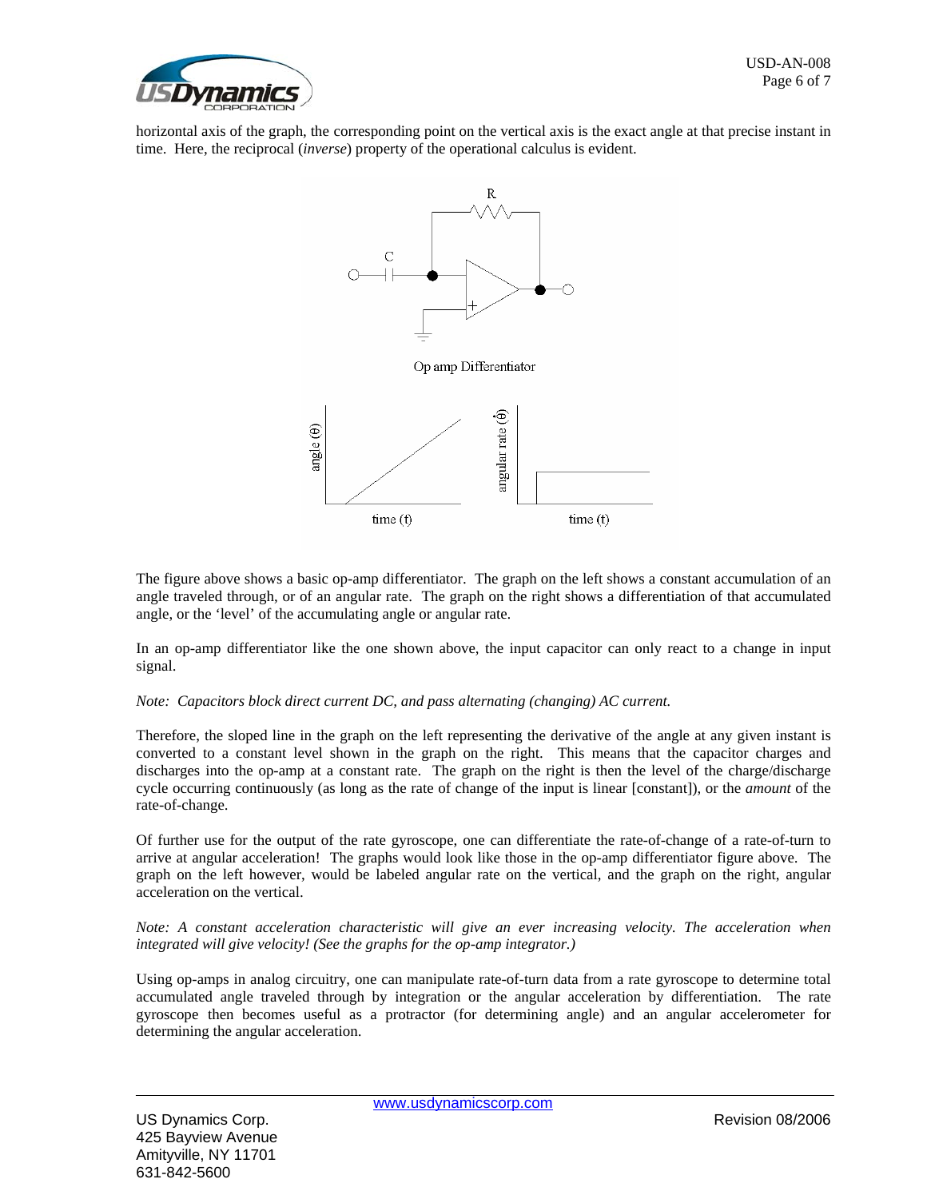horizontal axis of the graph, the corresponding point on the vertical axis is the exact angle at that precise instant in time. Here, the reciprocal (*inverse*) property of the operational calculus is evident.

Op amp Differentiator

The figure above shows a basic op-amp differentiator. The graph on the left shows a constant accumulation of an angle traveled through, or of an angular rate. The graph on the right shows a differentiation of that accumulated angle, or the 'level' of the accumulating angle or angular rate.

In an op-amp differentiator like the one shown above, the input capacitor can only react to a change in input signal.

*Note: Capacitors block direct current DC, and pass alternating (changing) AC current.*

Therefore, the sloped line in the graph on the left representing the derivative of the angle at any given instant is converted to a constant level shown in the graph on the right. This means that the capacitor charges and discharges into the op-amp at a constant rate. The graph on the right is then the level of the charge/discharge cycle occurring continuously (as long as the rate of change of the input is linear [constant]), or the *amount* of the rate-of-change.

Of further use for the output of the rate gyroscope, one can differentiate the rate-of-change of a rate-of-turn to arrive at angular acceleration! The graphs would look like those in the op-amp differentiator figure above. The graph on the left however, would be labeled angular rate on the vertical, and the graph on the right, angular acceleration on the vertical.

*Note: A constant acceleration characteristic will give an ever increasing velocity. The acceleration when integrated will give velocity! (See the graphs for the op-amp integrator.)*

Using op-amps in analog circuitry, one can manipulate rate-of-turn data from a rate gyroscope to determine total accumulated angle traveled through by integration or the angular acceleration by differentiation. The rate gyroscope then becomes useful as a protractor (for determining angle) and an angular accelerometer for determining the angular acceleration.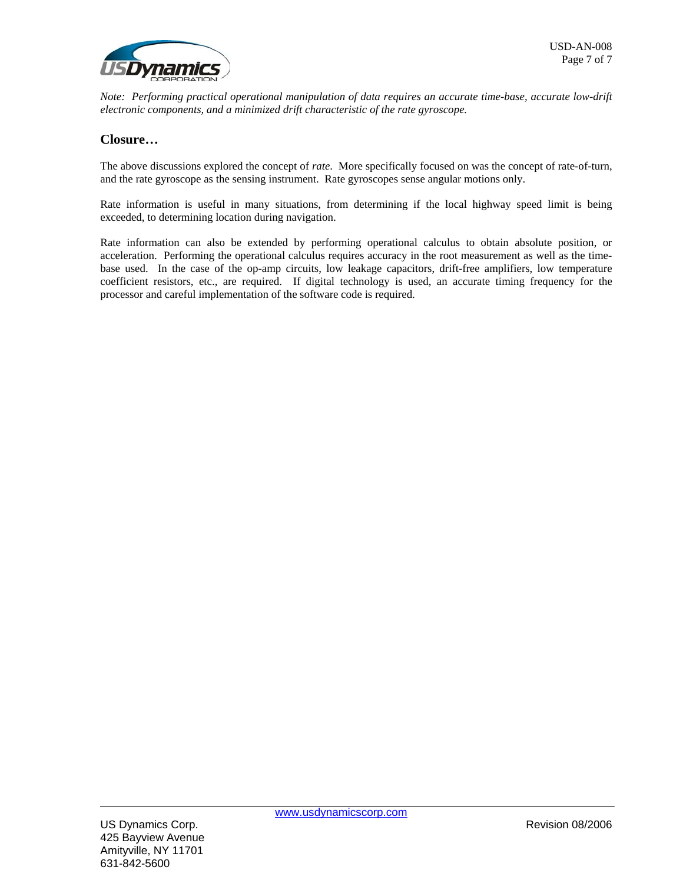*Note: Performing practical operational manipulation of data requires an accurate time-base, accurate low-drift electronic components, and a minimized drift characteristic of the rate gyroscope.*

## Closure…

The above discussions explored the concept of *rate*. More specifically focused on was the concept of rate-of-turn, and the rate gyroscope as the sensing instrument. Rate gyroscopes sense angular motions only.

Rate information is useful in many situations, from determining if the local highway speed limit is being exceeded, to determining location during navigation.

Rate information can also be extended by performing operational calculus to obtain absolute position, or acceleration. Performing the operational calculus requires accuracy in the root measurement as well as the time-base used. In the case of the op-amp circuits, low leakage capacitors, drift-free amplifiers, low temperature coefficient resistors, etc., are required. If digital technology is used, an accurate timing frequency for the processor and careful implementation of the software code is required.